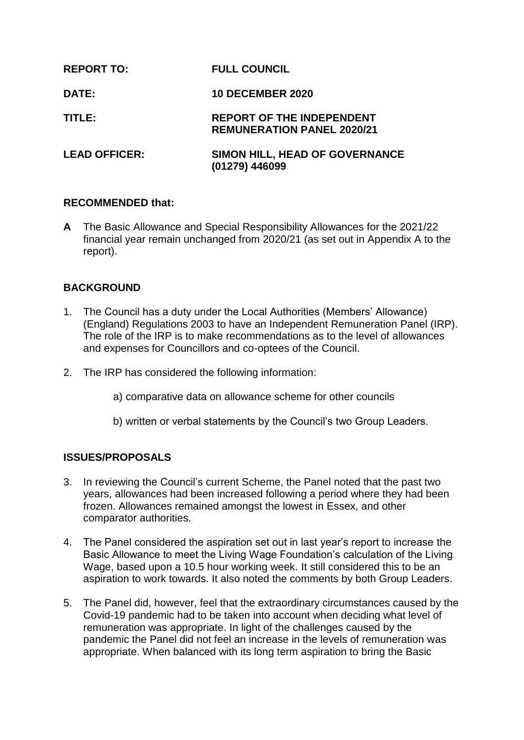**REPORT TO:** **FULL COUNCIL**

**DATE:** **10 DECEMBER 2020**

**TITLE:** **REPORT OF THE INDEPENDENT REMUNERATION PANEL 2020/21**

**LEAD OFFICER:** **SIMON HILL, HEAD OF GOVERNANCE (01279) 446099**

## RECOMMENDED that:

**A** The Basic Allowance and Special Responsibility Allowances for the 2021/22 financial year remain unchanged from 2020/21 (as set out in Appendix A to the report).

## BACKGROUND

1. The Council has a duty under the Local Authorities (Members' Allowance) (England) Regulations 2003 to have an Independent Remuneration Panel (IRP). The role of the IRP is to make recommendations as to the level of allowances and expenses for Councillors and co-optees of the Council.

2. The IRP has considered the following information:

   a) comparative data on allowance scheme for other councils

   b) written or verbal statements by the Council's two Group Leaders.

## ISSUES/PROPOSALS

3. In reviewing the Council's current Scheme, the Panel noted that the past two years, allowances had been increased following a period where they had been frozen. Allowances remained amongst the lowest in Essex, and other comparator authorities.

4. The Panel considered the aspiration set out in last year's report to increase the Basic Allowance to meet the Living Wage Foundation's calculation of the Living Wage, based upon a 10.5 hour working week. It still considered this to be an aspiration to work towards. It also noted the comments by both Group Leaders.

5. The Panel did, however, feel that the extraordinary circumstances caused by the Covid-19 pandemic had to be taken into account when deciding what level of remuneration was appropriate. In light of the challenges caused by the pandemic the Panel did not feel an increase in the levels of remuneration was appropriate. When balanced with its long term aspiration to bring the Basic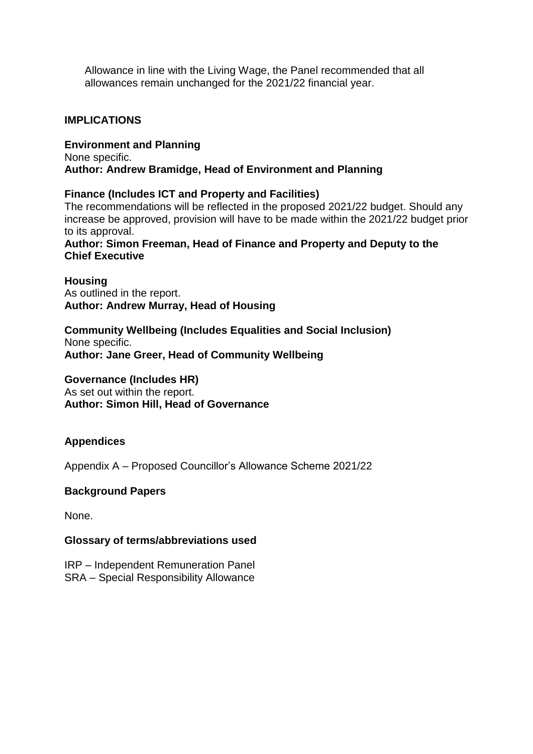Allowance in line with the Living Wage, the Panel recommended that all allowances remain unchanged for the 2021/22 financial year.

## IMPLICATIONS

**Environment and Planning**
None specific.
**Author: Andrew Bramidge, Head of Environment and Planning**

**Finance (Includes ICT and Property and Facilities)**
The recommendations will be reflected in the proposed 2021/22 budget. Should any increase be approved, provision will have to be made within the 2021/22 budget prior to its approval.
**Author: Simon Freeman, Head of Finance and Property and Deputy to the Chief Executive**

**Housing**
As outlined in the report.
**Author: Andrew Murray, Head of Housing**

**Community Wellbeing (Includes Equalities and Social Inclusion)**
None specific.
**Author: Jane Greer, Head of Community Wellbeing**

**Governance (Includes HR)**
As set out within the report.
**Author: Simon Hill, Head of Governance**

## Appendices

Appendix A – Proposed Councillor's Allowance Scheme 2021/22

## Background Papers

None.

## Glossary of terms/abbreviations used

IRP – Independent Remuneration Panel
SRA – Special Responsibility Allowance